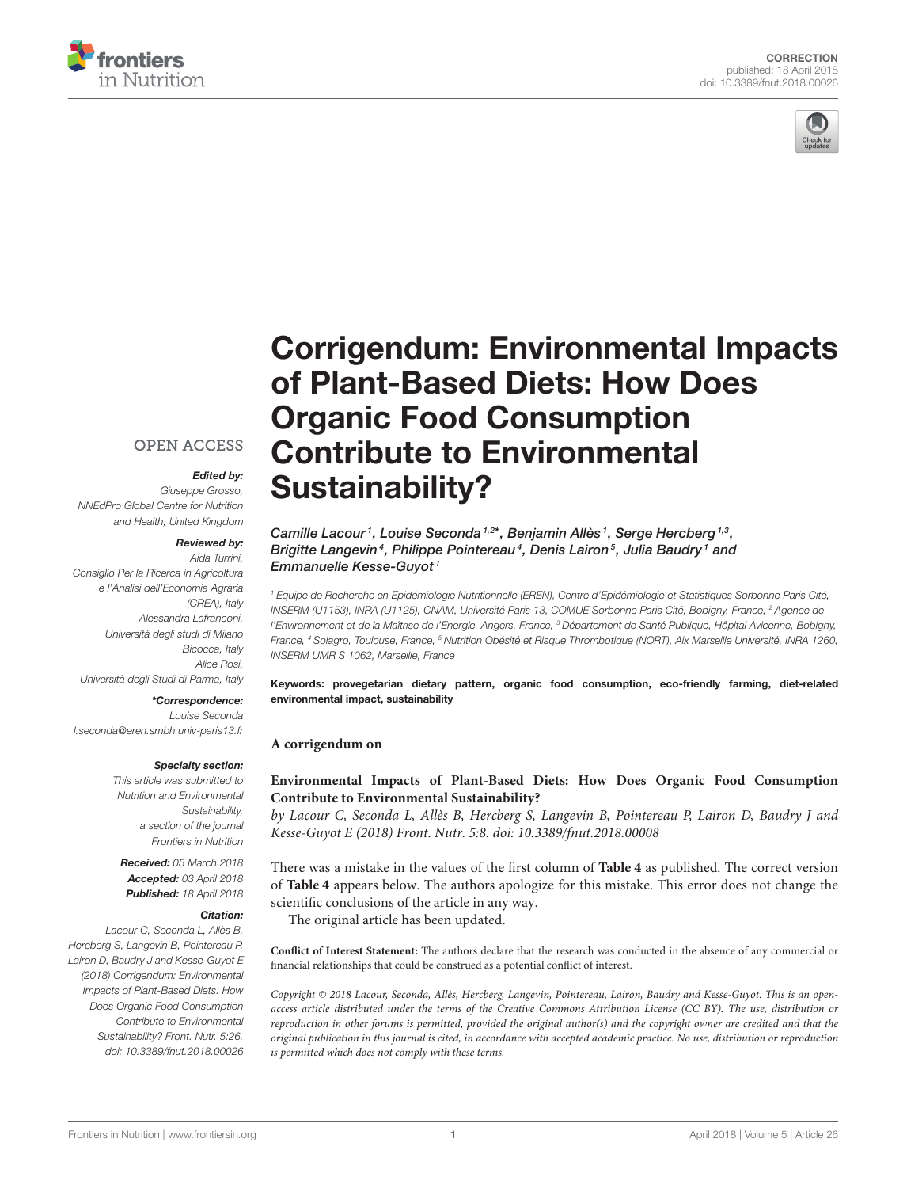CORRECTION
published: 18 April 2018
doi: 10.3389/fnut.2018.00026

# Corrigendum: Environmental Impacts of Plant-Based Diets: How Does Organic Food Consumption Contribute to Environmental Sustainability?

*Camille Lacour[1], Louise Seconda[1,2]*, Benjamin Allès[1], Serge Hercberg[1,3], Brigitte Langevin[4], Philippe Pointereau[4], Denis Lairon[5], Julia Baudry[1] and Emmanuelle Kesse-Guyot[1]*

[1] Equipe de Recherche en Epidémiologie Nutritionnelle (EREN), Centre d'Epidémiologie et Statistiques Sorbonne Paris Cité, INSERM (U1153), INRA (U1125), CNAM, Université Paris 13, COMUE Sorbonne Paris Cité, Bobigny, France, [2] Agence de l'Environnement et de la Maîtrise de l'Energie, Angers, France, [3] Département de Santé Publique, Hôpital Avicenne, Bobigny, France, [4] Solagro, Toulouse, France, [5] Nutrition Obésité et Risque Thrombotique (NORT), Aix Marseille Université, INRA 1260, INSERM UMR S 1062, Marseille, France

OPEN ACCESS

***Edited by:***
*Giuseppe Grosso, NNEdPro Global Centre for Nutrition and Health, United Kingdom*

***Reviewed by:***
*Aida Turrini, Consiglio Per la Ricerca in Agricoltura e l'Analisi dell'Economia Agraria (CREA), Italy*
*Alessandra Lafranconi, Università degli studi di Milano Bicocca, Italy*
*Alice Rosi, Università degli Studi di Parma, Italy*

***\*Correspondence:***
*Louise Seconda*
*l.seconda@eren.smbh.univ-paris13.fr*

***Specialty section:***
*This article was submitted to Nutrition and Environmental Sustainability, a section of the journal Frontiers in Nutrition*

***Received:*** *05 March 2018*
***Accepted:*** *03 April 2018*
***Published:*** *18 April 2018*

***Citation:***
*Lacour C, Seconda L, Allès B, Hercberg S, Langevin B, Pointereau P, Lairon D, Baudry J and Kesse-Guyot E (2018) Corrigendum: Environmental Impacts of Plant-Based Diets: How Does Organic Food Consumption Contribute to Environmental Sustainability? Front. Nutr. 5:26. doi: 10.3389/fnut.2018.00026*

**Keywords: provegetarian dietary pattern, organic food consumption, eco-friendly farming, diet-related environmental impact, sustainability**

**A corrigendum on**

**Environmental Impacts of Plant-Based Diets: How Does Organic Food Consumption Contribute to Environmental Sustainability?**
*by Lacour C, Seconda L, Allès B, Hercberg S, Langevin B, Pointereau P, Lairon D, Baudry J and Kesse-Guyot E (2018) Front. Nutr. 5:8. doi: 10.3389/fnut.2018.00008*

There was a mistake in the values of the first column of **Table 4** as published. The correct version of **Table 4** appears below. The authors apologize for this mistake. This error does not change the scientific conclusions of the article in any way.

The original article has been updated.

**Conflict of Interest Statement:** The authors declare that the research was conducted in the absence of any commercial or financial relationships that could be construed as a potential conflict of interest.

*Copyright © 2018 Lacour, Seconda, Allès, Hercberg, Langevin, Pointereau, Lairon, Baudry and Kesse-Guyot. This is an open-access article distributed under the terms of the Creative Commons Attribution License (CC BY). The use, distribution or reproduction in other forums is permitted, provided the original author(s) and the copyright owner are credited and that the original publication in this journal is cited, in accordance with accepted academic practice. No use, distribution or reproduction is permitted which does not comply with these terms.*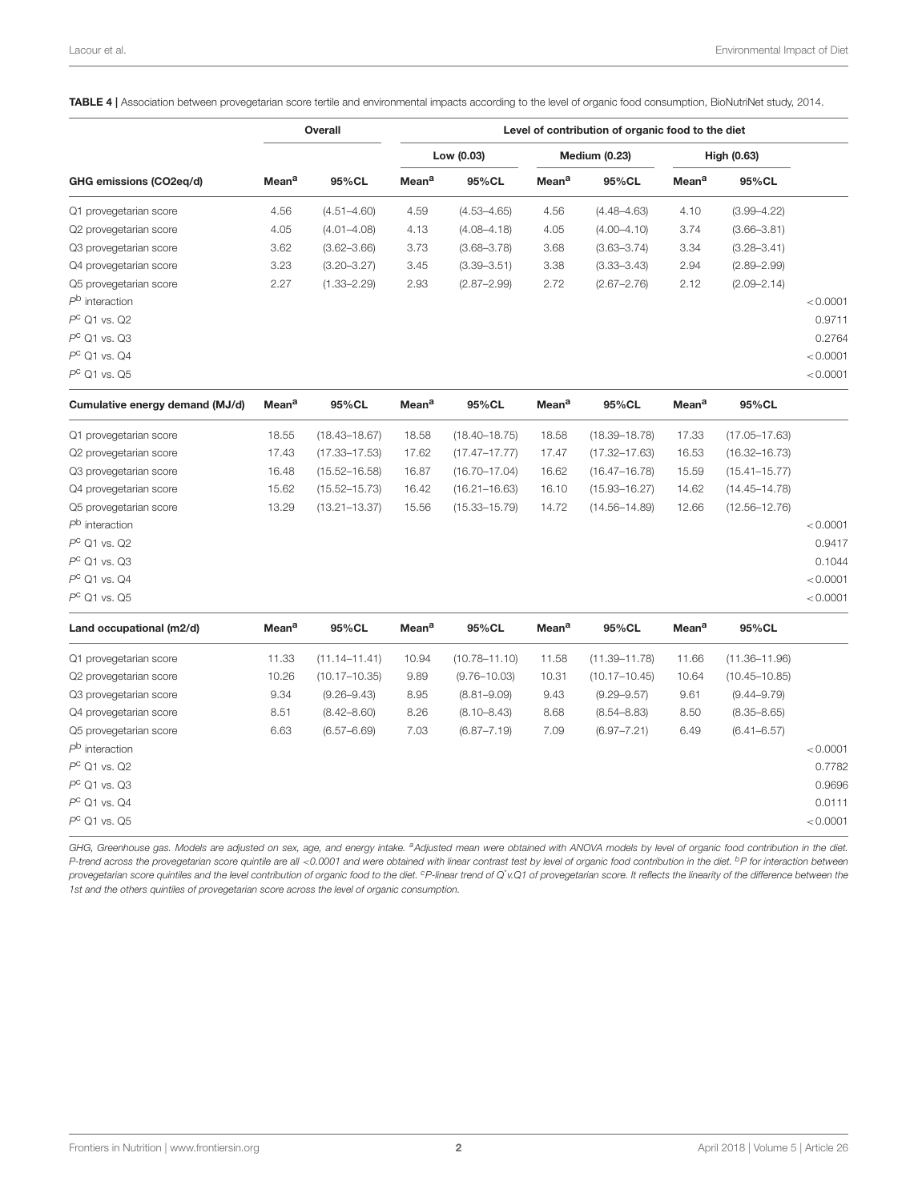**TABLE 4 |** Association between provegetarian score tertile and environmental impacts according to the level of organic food consumption, BioNutriNet study, 2014.

| | Overall | | Level of contribution of organic food to the diet | | | | | | |
|---|---|---|---|---|---|---|---|---|---|
| | | | Low (0.03) | | Medium (0.23) | | High (0.63) | | |
| **GHG emissions (CO2eq/d)** | **Mean[a]** | **95%CL** | **Mean[a]** | **95%CL** | **Mean[a]** | **95%CL** | **Mean[a]** | **95%CL** | |
| Q1 provegetarian score | 4.56 | (4.51–4.60) | 4.59 | (4.53–4.65) | 4.56 | (4.48–4.63) | 4.10 | (3.99–4.22) | |
| Q2 provegetarian score | 4.05 | (4.01–4.08) | 4.13 | (4.08–4.18) | 4.05 | (4.00–4.10) | 3.74 | (3.66–3.81) | |
| Q3 provegetarian score | 3.62 | (3.62–3.66) | 3.73 | (3.68–3.78) | 3.68 | (3.63–3.74) | 3.34 | (3.28–3.41) | |
| Q4 provegetarian score | 3.23 | (3.20–3.27) | 3.45 | (3.39–3.51) | 3.38 | (3.33–3.43) | 2.94 | (2.89–2.99) | |
| Q5 provegetarian score | 2.27 | (1.33–2.29) | 2.93 | (2.87–2.99) | 2.72 | (2.67–2.76) | 2.12 | (2.09–2.14) | |
| $P^b$ interaction | | | | | | | | | <0.0001 |
| $P^c$ Q1 vs. Q2 | | | | | | | | | 0.9711 |
| $P^c$ Q1 vs. Q3 | | | | | | | | | 0.2764 |
| $P^c$ Q1 vs. Q4 | | | | | | | | | <0.0001 |
| $P^c$ Q1 vs. Q5 | | | | | | | | | <0.0001 |
| **Cumulative energy demand (MJ/d)** | **Mean[a]** | **95%CL** | **Mean[a]** | **95%CL** | **Mean[a]** | **95%CL** | **Mean[a]** | **95%CL** | |
| Q1 provegetarian score | 18.55 | (18.43–18.67) | 18.58 | (18.40–18.75) | 18.58 | (18.39–18.78) | 17.33 | (17.05–17.63) | |
| Q2 provegetarian score | 17.43 | (17.33–17.53) | 17.62 | (17.47–17.77) | 17.47 | (17.32–17.63) | 16.53 | (16.32–16.73) | |
| Q3 provegetarian score | 16.48 | (15.52–16.58) | 16.87 | (16.70–17.04) | 16.62 | (16.47–16.78) | 15.59 | (15.41–15.77) | |
| Q4 provegetarian score | 15.62 | (15.52–15.73) | 16.42 | (16.21–16.63) | 16.10 | (15.93–16.27) | 14.62 | (14.45–14.78) | |
| Q5 provegetarian score | 13.29 | (13.21–13.37) | 15.56 | (15.33–15.79) | 14.72 | (14.56–14.89) | 12.66 | (12.56–12.76) | |
| $P^b$ interaction | | | | | | | | | <0.0001 |
| $P^c$ Q1 vs. Q2 | | | | | | | | | 0.9417 |
| $P^c$ Q1 vs. Q3 | | | | | | | | | 0.1044 |
| $P^c$ Q1 vs. Q4 | | | | | | | | | <0.0001 |
| $P^c$ Q1 vs. Q5 | | | | | | | | | <0.0001 |
| **Land occupational (m2/d)** | **Mean[a]** | **95%CL** | **Mean[a]** | **95%CL** | **Mean[a]** | **95%CL** | **Mean[a]** | **95%CL** | |
| Q1 provegetarian score | 11.33 | (11.14–11.41) | 10.94 | (10.78–11.10) | 11.58 | (11.39–11.78) | 11.66 | (11.36–11.96) | |
| Q2 provegetarian score | 10.26 | (10.17–10.35) | 9.89 | (9.76–10.03) | 10.31 | (10.17–10.45) | 10.64 | (10.45–10.85) | |
| Q3 provegetarian score | 9.34 | (9.26–9.43) | 8.95 | (8.81–9.09) | 9.43 | (9.29–9.57) | 9.61 | (9.44–9.79) | |
| Q4 provegetarian score | 8.51 | (8.42–8.60) | 8.26 | (8.10–8.43) | 8.68 | (8.54–8.83) | 8.50 | (8.35–8.65) | |
| Q5 provegetarian score | 6.63 | (6.57–6.69) | 7.03 | (6.87–7.19) | 7.09 | (6.97–7.21) | 6.49 | (6.41–6.57) | |
| $P^b$ interaction | | | | | | | | | <0.0001 |
| $P^c$ Q1 vs. Q2 | | | | | | | | | 0.7782 |
| $P^c$ Q1 vs. Q3 | | | | | | | | | 0.9696 |
| $P^c$ Q1 vs. Q4 | | | | | | | | | 0.0111 |
| $P^c$ Q1 vs. Q5 | | | | | | | | | <0.0001 |

*GHG, Greenhouse gas. Models are adjusted on sex, age, and energy intake. [a]Adjusted mean were obtained with ANOVA models by level of organic food contribution in the diet. P-trend across the provegetarian score quintile are all <0.0001 and were obtained with linear contrast test by level of organic food contribution in the diet. [b]P for interaction between provegetarian score quintiles and the level contribution of organic food to the diet. [c]P-linear trend of Q\*v.Q1 of provegetarian score. It reflects the linearity of the difference between the 1st and the others quintiles of provegetarian score across the level of organic consumption.*